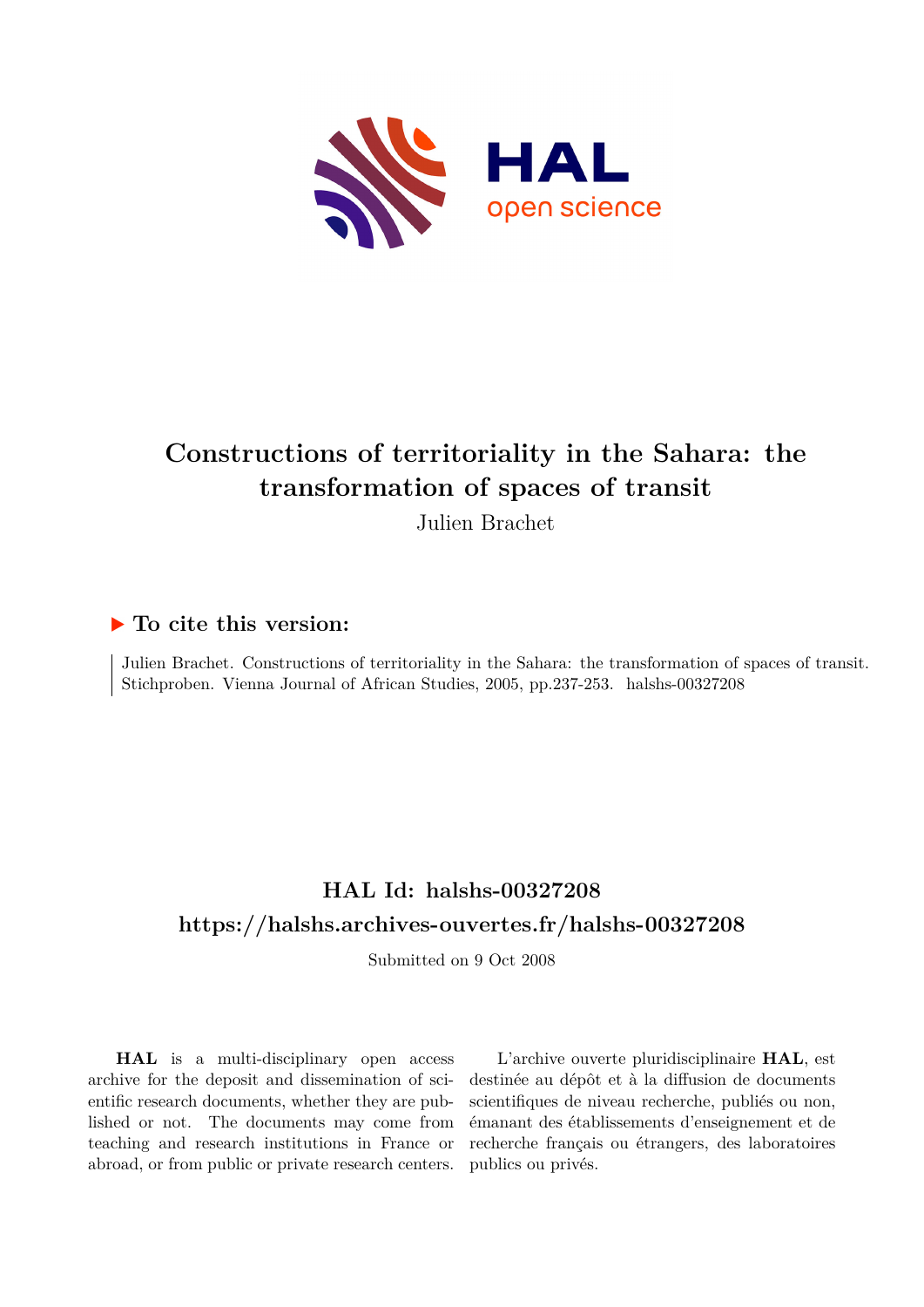# Constructions of territoriality in the Sahara: the transformation of spaces of transit

Julien Brachet

## ▶ To cite this version:

Julien Brachet. Constructions of territoriality in the Sahara: the transformation of spaces of transit. Stichproben. Vienna Journal of African Studies, 2005, pp.237-253. halshs-00327208

## HAL Id: halshs-00327208

## https://halshs.archives-ouvertes.fr/halshs-00327208

Submitted on 9 Oct 2008

**HAL** is a multi-disciplinary open access archive for the deposit and dissemination of scientific research documents, whether they are published or not. The documents may come from teaching and research institutions in France or abroad, or from public or private research centers.

L'archive ouverte pluridisciplinaire **HAL**, est destinée au dépôt et à la diffusion de documents scientifiques de niveau recherche, publiés ou non, émanant des établissements d'enseignement et de recherche français ou étrangers, des laboratoires publics ou privés.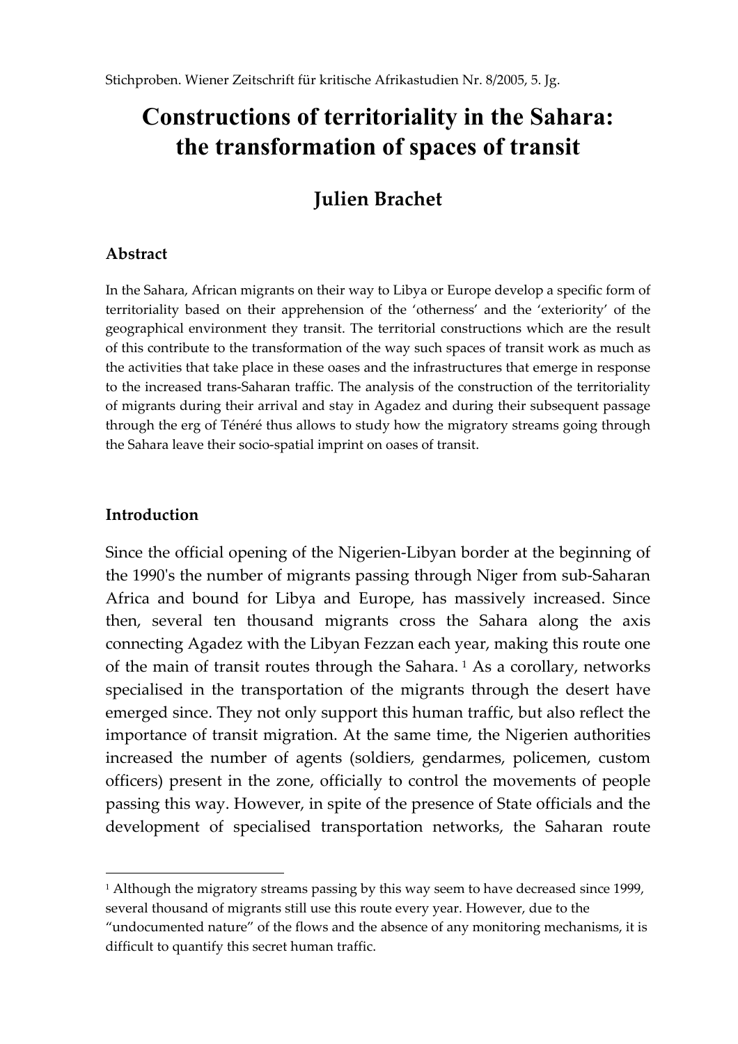# Constructions of territoriality in the Sahara: the transformation of spaces of transit

## Julien Brachet

### Abstract

In the Sahara, African migrants on their way to Libya or Europe develop a specific form of territoriality based on their apprehension of the 'otherness' and the 'exteriority' of the geographical environment they transit. The territorial constructions which are the result of this contribute to the transformation of the way such spaces of transit work as much as the activities that take place in these oases and the infrastructures that emerge in response to the increased trans-Saharan traffic. The analysis of the construction of the territoriality of migrants during their arrival and stay in Agadez and during their subsequent passage through the erg of Ténéré thus allows to study how the migratory streams going through the Sahara leave their socio-spatial imprint on oases of transit.

### Introduction

Since the official opening of the Nigerien-Libyan border at the beginning of the 1990's the number of migrants passing through Niger from sub-Saharan Africa and bound for Libya and Europe, has massively increased. Since then, several ten thousand migrants cross the Sahara along the axis connecting Agadez with the Libyan Fezzan each year, making this route one of the main of transit routes through the Sahara. [1] As a corollary, networks specialised in the transportation of the migrants through the desert have emerged since. They not only support this human traffic, but also reflect the importance of transit migration. At the same time, the Nigerien authorities increased the number of agents (soldiers, gendarmes, policemen, custom officers) present in the zone, officially to control the movements of people passing this way. However, in spite of the presence of State officials and the development of specialised transportation networks, the Saharan route

[1] Although the migratory streams passing by this way seem to have decreased since 1999, several thousand of migrants still use this route every year. However, due to the "undocumented nature" of the flows and the absence of any monitoring mechanisms, it is difficult to quantify this secret human traffic.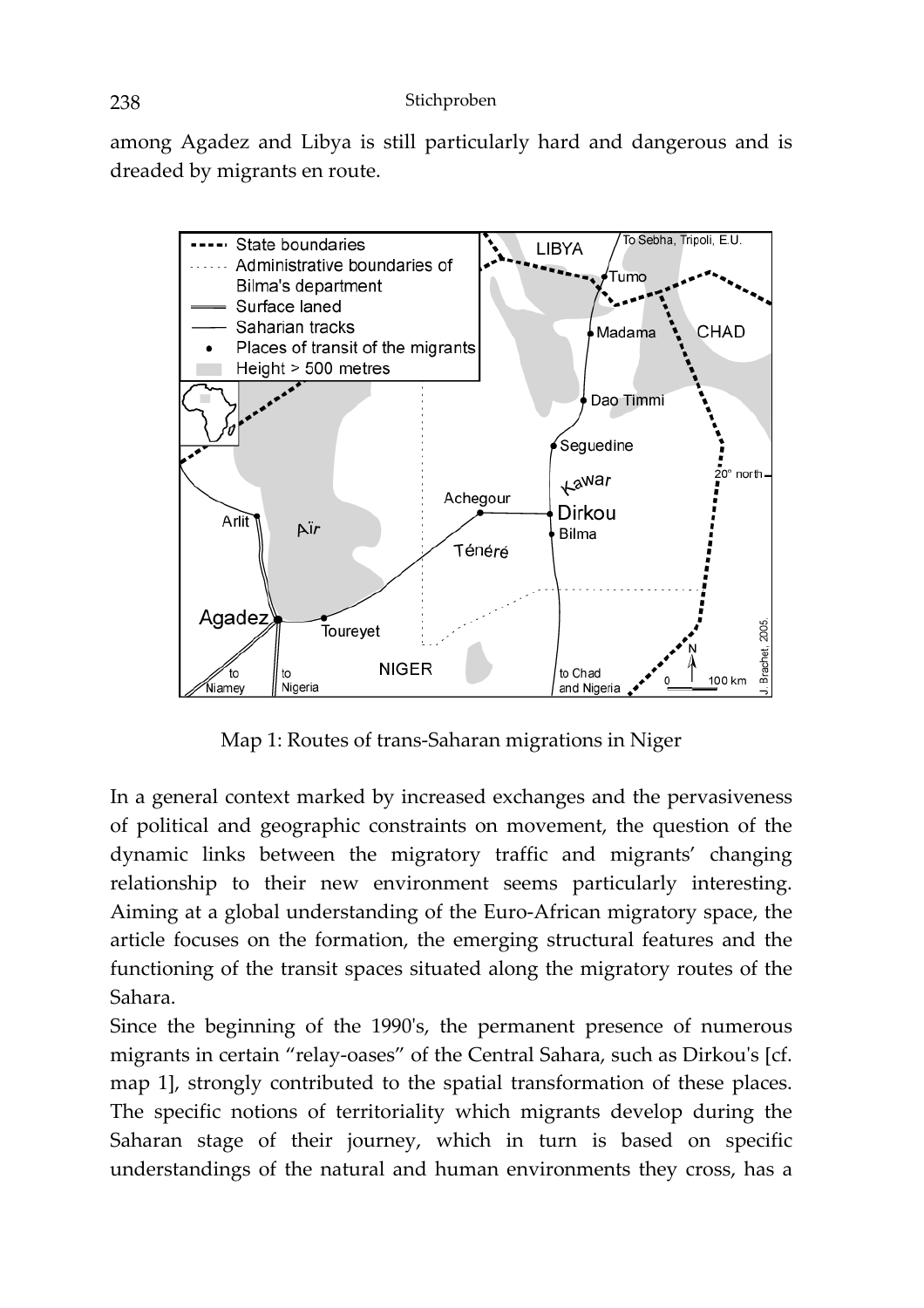among Agadez and Libya is still particularly hard and dangerous and is dreaded by migrants en route.

Map 1: Routes of trans-Saharan migrations in Niger

In a general context marked by increased exchanges and the pervasiveness of political and geographic constraints on movement, the question of the dynamic links between the migratory traffic and migrants' changing relationship to their new environment seems particularly interesting. Aiming at a global understanding of the Euro-African migratory space, the article focuses on the formation, the emerging structural features and the functioning of the transit spaces situated along the migratory routes of the Sahara.

Since the beginning of the 1990's, the permanent presence of numerous migrants in certain "relay-oases" of the Central Sahara, such as Dirkou's [cf. map 1], strongly contributed to the spatial transformation of these places. The specific notions of territoriality which migrants develop during the Saharan stage of their journey, which in turn is based on specific understandings of the natural and human environments they cross, has a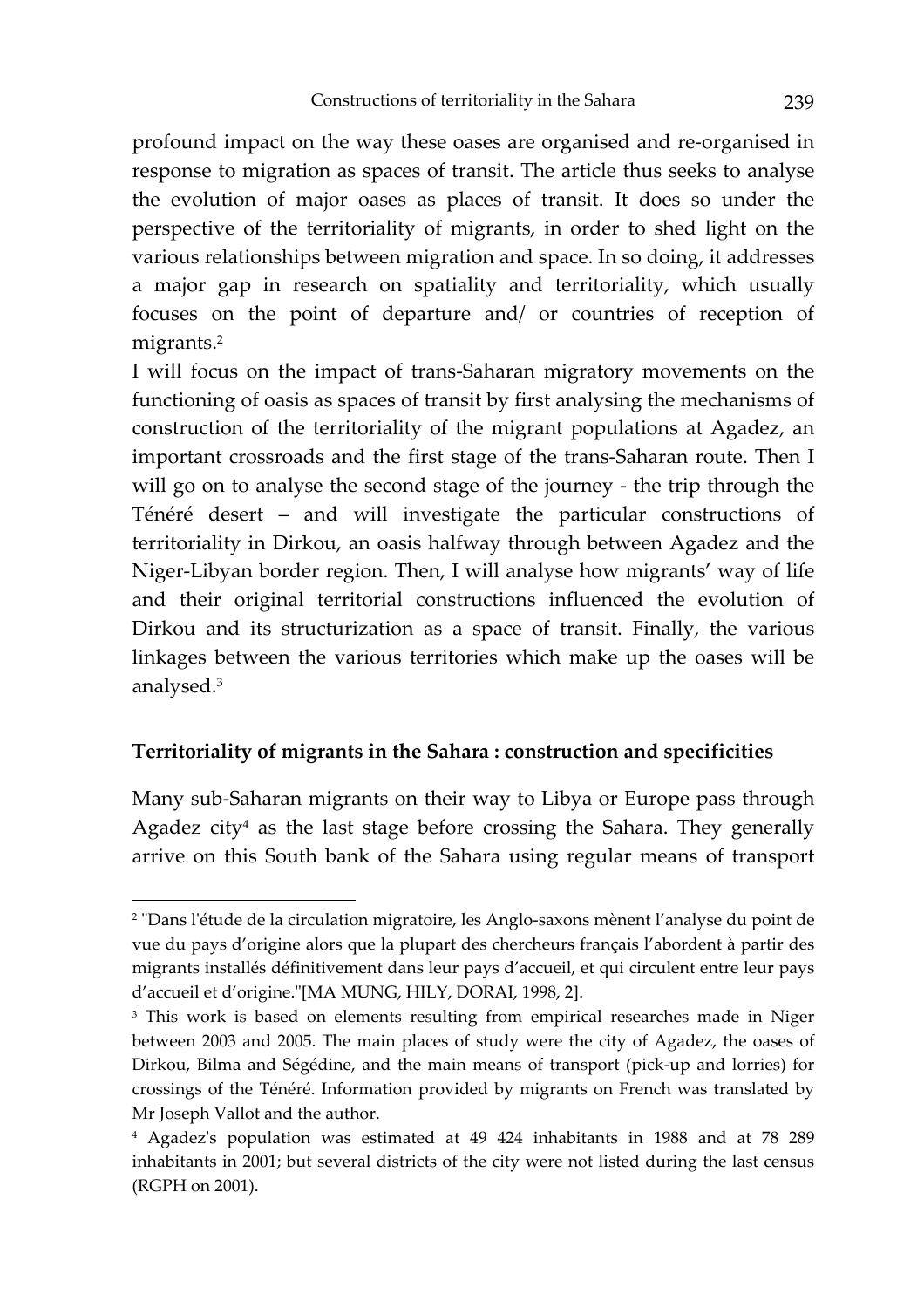profound impact on the way these oases are organised and re-organised in response to migration as spaces of transit. The article thus seeks to analyse the evolution of major oases as places of transit. It does so under the perspective of the territoriality of migrants, in order to shed light on the various relationships between migration and space. In so doing, it addresses a major gap in research on spatiality and territoriality, which usually focuses on the point of departure and/ or countries of reception of migrants.[2]

I will focus on the impact of trans-Saharan migratory movements on the functioning of oasis as spaces of transit by first analysing the mechanisms of construction of the territoriality of the migrant populations at Agadez, an important crossroads and the first stage of the trans-Saharan route. Then I will go on to analyse the second stage of the journey - the trip through the Ténéré desert – and will investigate the particular constructions of territoriality in Dirkou, an oasis halfway through between Agadez and the Niger-Libyan border region. Then, I will analyse how migrants' way of life and their original territorial constructions influenced the evolution of Dirkou and its structurization as a space of transit. Finally, the various linkages between the various territories which make up the oases will be analysed.[3]

## Territoriality of migrants in the Sahara : construction and specificities

Many sub-Saharan migrants on their way to Libya or Europe pass through Agadez city[4] as the last stage before crossing the Sahara. They generally arrive on this South bank of the Sahara using regular means of transport

---

[2] "Dans l'étude de la circulation migratoire, les Anglo-saxons mènent l'analyse du point de vue du pays d'origine alors que la plupart des chercheurs français l'abordent à partir des migrants installés définitivement dans leur pays d'accueil, et qui circulent entre leur pays d'accueil et d'origine."[MA MUNG, HILY, DORAI, 1998, 2].

[3] This work is based on elements resulting from empirical researches made in Niger between 2003 and 2005. The main places of study were the city of Agadez, the oases of Dirkou, Bilma and Ségédine, and the main means of transport (pick-up and lorries) for crossings of the Ténéré. Information provided by migrants on French was translated by Mr Joseph Vallot and the author.

[4] Agadez's population was estimated at 49 424 inhabitants in 1988 and at 78 289 inhabitants in 2001; but several districts of the city were not listed during the last census (RGPH on 2001).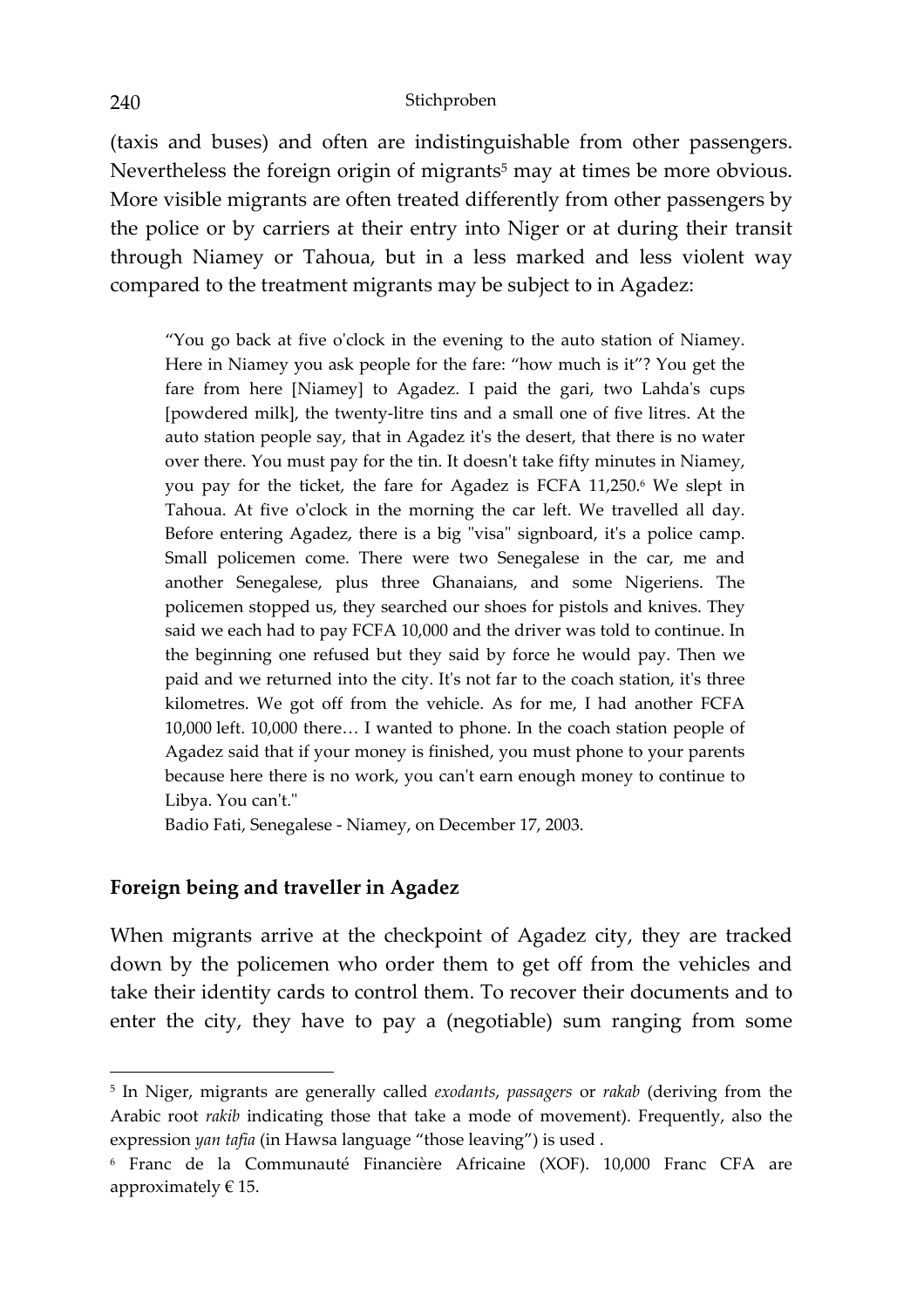(taxis and buses) and often are indistinguishable from other passengers. Nevertheless the foreign origin of migrants[5] may at times be more obvious. More visible migrants are often treated differently from other passengers by the police or by carriers at their entry into Niger or at during their transit through Niamey or Tahoua, but in a less marked and less violent way compared to the treatment migrants may be subject to in Agadez:

> "You go back at five o'clock in the evening to the auto station of Niamey. Here in Niamey you ask people for the fare: "how much is it"? You get the fare from here [Niamey] to Agadez. I paid the gari, two Lahda's cups [powdered milk], the twenty-litre tins and a small one of five litres. At the auto station people say, that in Agadez it's the desert, that there is no water over there. You must pay for the tin. It doesn't take fifty minutes in Niamey, you pay for the ticket, the fare for Agadez is FCFA 11,250.[6] We slept in Tahoua. At five o'clock in the morning the car left. We travelled all day. Before entering Agadez, there is a big "visa" signboard, it's a police camp. Small policemen come. There were two Senegalese in the car, me and another Senegalese, plus three Ghanaians, and some Nigeriens. The policemen stopped us, they searched our shoes for pistols and knives. They said we each had to pay FCFA 10,000 and the driver was told to continue. In the beginning one refused but they said by force he would pay. Then we paid and we returned into the city. It's not far to the coach station, it's three kilometres. We got off from the vehicle. As for me, I had another FCFA 10,000 left. 10,000 there… I wanted to phone. In the coach station people of Agadez said that if your money is finished, you must phone to your parents because here there is no work, you can't earn enough money to continue to Libya. You can't."
>
> Badio Fati, Senegalese - Niamey, on December 17, 2003.

## Foreign being and traveller in Agadez

When migrants arrive at the checkpoint of Agadez city, they are tracked down by the policemen who order them to get off from the vehicles and take their identity cards to control them. To recover their documents and to enter the city, they have to pay a (negotiable) sum ranging from some

---

[5] In Niger, migrants are generally called *exodants*, *passagers* or *rakab* (deriving from the Arabic root *rakib* indicating those that take a mode of movement). Frequently, also the expression *yan tafia* (in Hawsa language "those leaving") is used .

[6] Franc de la Communauté Financière Africaine (XOF). 10,000 Franc CFA are approximately € 15.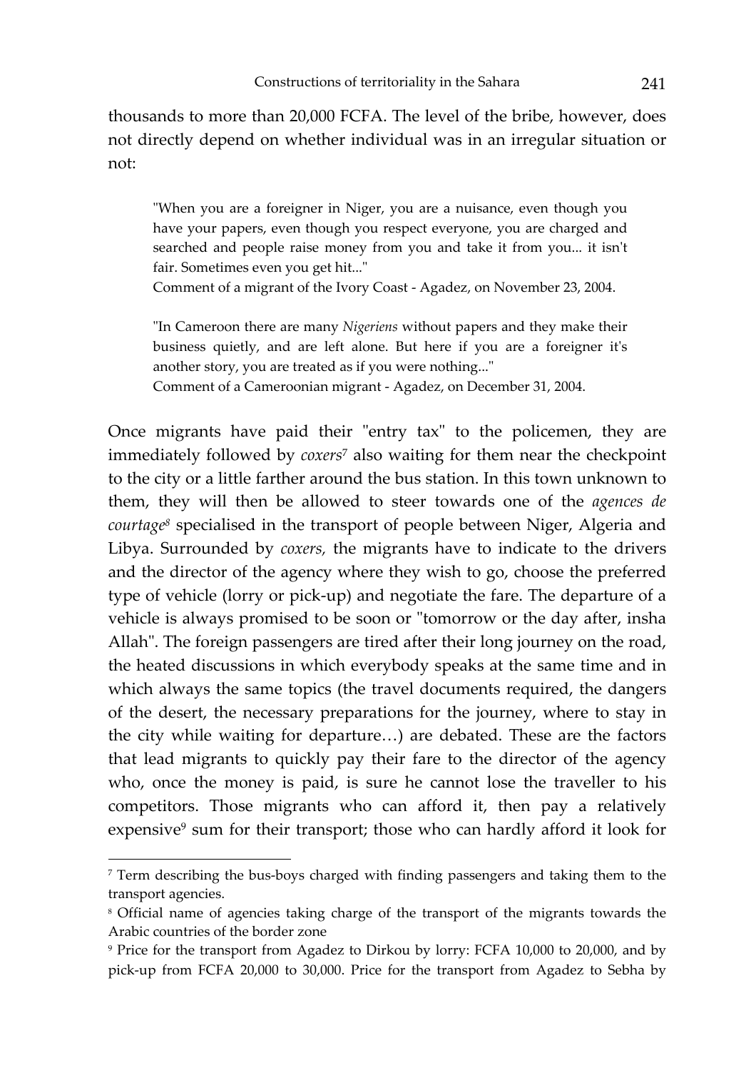thousands to more than 20,000 FCFA. The level of the bribe, however, does not directly depend on whether individual was in an irregular situation or not:

> "When you are a foreigner in Niger, you are a nuisance, even though you have your papers, even though you respect everyone, you are charged and searched and people raise money from you and take it from you... it isn't fair. Sometimes even you get hit..."
> Comment of a migrant of the Ivory Coast - Agadez, on November 23, 2004.

> "In Cameroon there are many *Nigeriens* without papers and they make their business quietly, and are left alone. But here if you are a foreigner it's another story, you are treated as if you were nothing..."
> Comment of a Cameroonian migrant - Agadez, on December 31, 2004.

Once migrants have paid their "entry tax" to the policemen, they are immediately followed by *coxers*[7] also waiting for them near the checkpoint to the city or a little farther around the bus station. In this town unknown to them, they will then be allowed to steer towards one of the *agences de courtage*[8] specialised in the transport of people between Niger, Algeria and Libya. Surrounded by *coxers,* the migrants have to indicate to the drivers and the director of the agency where they wish to go, choose the preferred type of vehicle (lorry or pick-up) and negotiate the fare. The departure of a vehicle is always promised to be soon or "tomorrow or the day after, insha Allah". The foreign passengers are tired after their long journey on the road, the heated discussions in which everybody speaks at the same time and in which always the same topics (the travel documents required, the dangers of the desert, the necessary preparations for the journey, where to stay in the city while waiting for departure…) are debated. These are the factors that lead migrants to quickly pay their fare to the director of the agency who, once the money is paid, is sure he cannot lose the traveller to his competitors. Those migrants who can afford it, then pay a relatively expensive[9] sum for their transport; those who can hardly afford it look for

---

[7] Term describing the bus-boys charged with finding passengers and taking them to the transport agencies.

[8] Official name of agencies taking charge of the transport of the migrants towards the Arabic countries of the border zone

[9] Price for the transport from Agadez to Dirkou by lorry: FCFA 10,000 to 20,000, and by pick-up from FCFA 20,000 to 30,000. Price for the transport from Agadez to Sebha by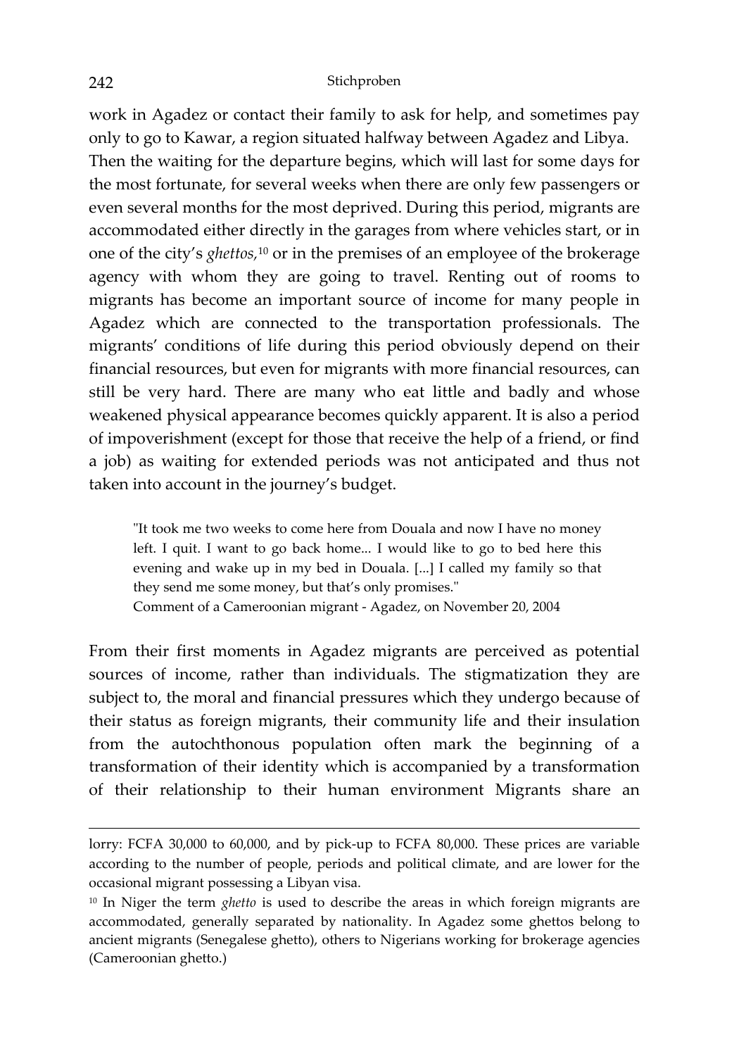work in Agadez or contact their family to ask for help, and sometimes pay only to go to Kawar, a region situated halfway between Agadez and Libya. Then the waiting for the departure begins, which will last for some days for the most fortunate, for several weeks when there are only few passengers or even several months for the most deprived. During this period, migrants are accommodated either directly in the garages from where vehicles start, or in one of the city's *ghettos,*[10] or in the premises of an employee of the brokerage agency with whom they are going to travel. Renting out of rooms to migrants has become an important source of income for many people in Agadez which are connected to the transportation professionals. The migrants' conditions of life during this period obviously depend on their financial resources, but even for migrants with more financial resources, can still be very hard. There are many who eat little and badly and whose weakened physical appearance becomes quickly apparent. It is also a period of impoverishment (except for those that receive the help of a friend, or find a job) as waiting for extended periods was not anticipated and thus not taken into account in the journey's budget.

> "It took me two weeks to come here from Douala and now I have no money left. I quit. I want to go back home... I would like to go to bed here this evening and wake up in my bed in Douala. [...] I called my family so that they send me some money, but that's only promises."
> Comment of a Cameroonian migrant - Agadez, on November 20, 2004

From their first moments in Agadez migrants are perceived as potential sources of income, rather than individuals. The stigmatization they are subject to, the moral and financial pressures which they undergo because of their status as foreign migrants, their community life and their insulation from the autochthonous population often mark the beginning of a transformation of their identity which is accompanied by a transformation of their relationship to their human environment Migrants share an

---

lorry: FCFA 30,000 to 60,000, and by pick-up to FCFA 80,000. These prices are variable according to the number of people, periods and political climate, and are lower for the occasional migrant possessing a Libyan visa.

[10] In Niger the term *ghetto* is used to describe the areas in which foreign migrants are accommodated, generally separated by nationality. In Agadez some ghettos belong to ancient migrants (Senegalese ghetto), others to Nigerians working for brokerage agencies (Cameroonian ghetto.)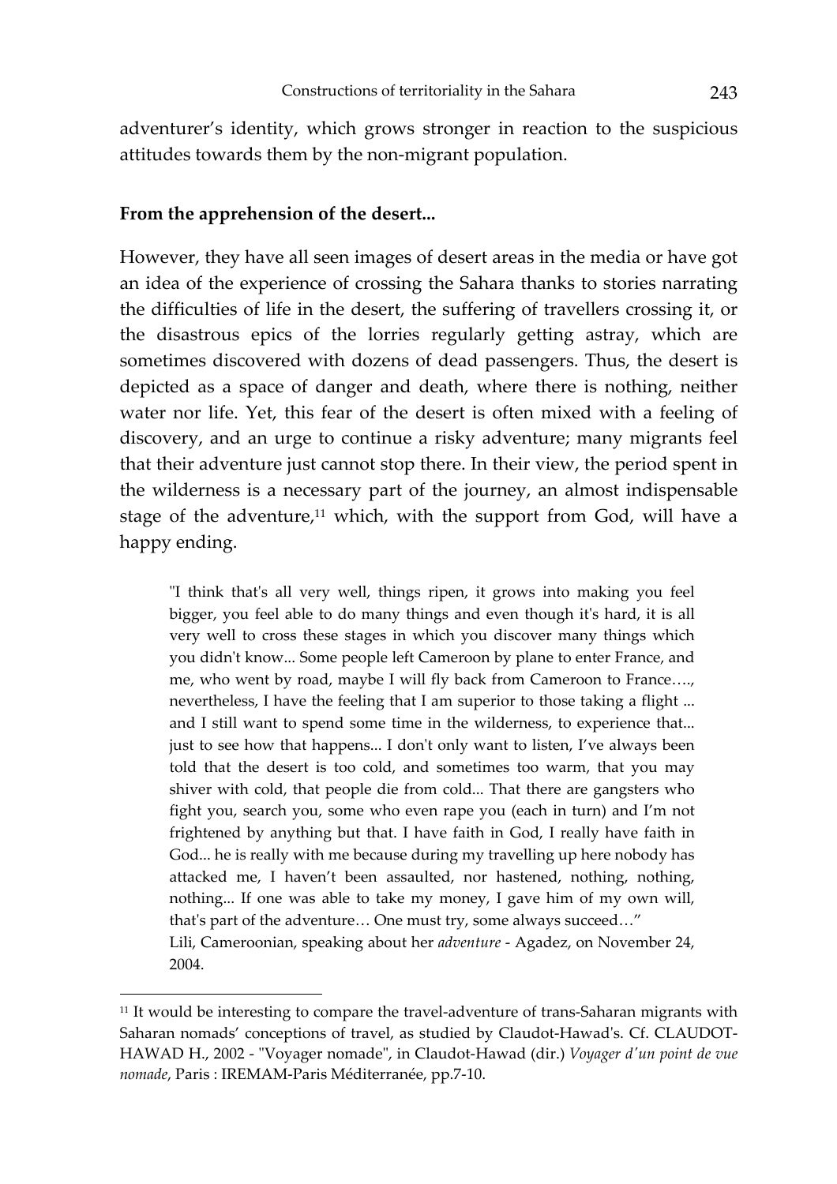adventurer's identity, which grows stronger in reaction to the suspicious attitudes towards them by the non-migrant population.

**From the apprehension of the desert...**

However, they have all seen images of desert areas in the media or have got an idea of the experience of crossing the Sahara thanks to stories narrating the difficulties of life in the desert, the suffering of travellers crossing it, or the disastrous epics of the lorries regularly getting astray, which are sometimes discovered with dozens of dead passengers. Thus, the desert is depicted as a space of danger and death, where there is nothing, neither water nor life. Yet, this fear of the desert is often mixed with a feeling of discovery, and an urge to continue a risky adventure; many migrants feel that their adventure just cannot stop there. In their view, the period spent in the wilderness is a necessary part of the journey, an almost indispensable stage of the adventure,[11] which, with the support from God, will have a happy ending.

> "I think that's all very well, things ripen, it grows into making you feel bigger, you feel able to do many things and even though it's hard, it is all very well to cross these stages in which you discover many things which you didn't know... Some people left Cameroon by plane to enter France, and me, who went by road, maybe I will fly back from Cameroon to France…., nevertheless, I have the feeling that I am superior to those taking a flight ... and I still want to spend some time in the wilderness, to experience that... just to see how that happens... I don't only want to listen, I've always been told that the desert is too cold, and sometimes too warm, that you may shiver with cold, that people die from cold... That there are gangsters who fight you, search you, some who even rape you (each in turn) and I'm not frightened by anything but that. I have faith in God, I really have faith in God... he is really with me because during my travelling up here nobody has attacked me, I haven't been assaulted, nor hastened, nothing, nothing, nothing... If one was able to take my money, I gave him of my own will, that's part of the adventure… One must try, some always succeed…"
> Lili, Cameroonian, speaking about her *adventure* - Agadez, on November 24, 2004.

[11] It would be interesting to compare the travel-adventure of trans-Saharan migrants with Saharan nomads' conceptions of travel, as studied by Claudot-Hawad's. Cf. CLAUDOT-HAWAD H., 2002 - "Voyager nomade", in Claudot-Hawad (dir.) *Voyager d'un point de vue nomade*, Paris : IREMAM-Paris Méditerranée, pp.7-10.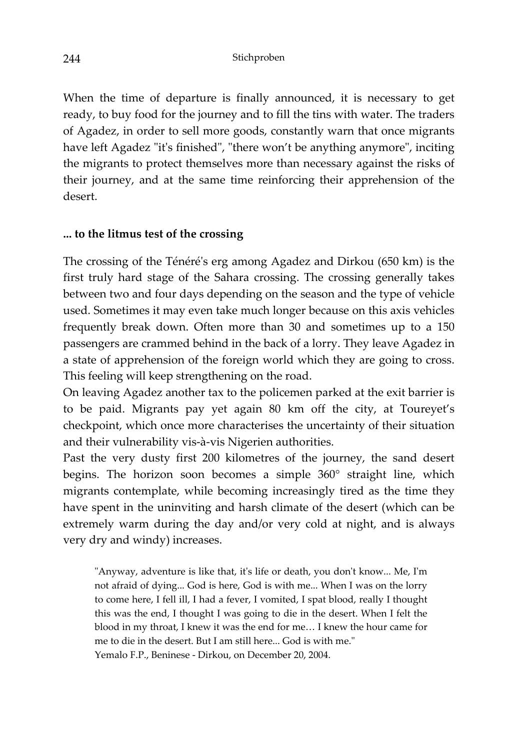When the time of departure is finally announced, it is necessary to get ready, to buy food for the journey and to fill the tins with water. The traders of Agadez, in order to sell more goods, constantly warn that once migrants have left Agadez "it's finished", "there won't be anything anymore", inciting the migrants to protect themselves more than necessary against the risks of their journey, and at the same time reinforcing their apprehension of the desert.

### ... to the litmus test of the crossing

The crossing of the Ténéré's erg among Agadez and Dirkou (650 km) is the first truly hard stage of the Sahara crossing. The crossing generally takes between two and four days depending on the season and the type of vehicle used. Sometimes it may even take much longer because on this axis vehicles frequently break down. Often more than 30 and sometimes up to a 150 passengers are crammed behind in the back of a lorry. They leave Agadez in a state of apprehension of the foreign world which they are going to cross. This feeling will keep strengthening on the road.

On leaving Agadez another tax to the policemen parked at the exit barrier is to be paid. Migrants pay yet again 80 km off the city, at Toureyet's checkpoint, which once more characterises the uncertainty of their situation and their vulnerability vis-à-vis Nigerien authorities.

Past the very dusty first 200 kilometres of the journey, the sand desert begins. The horizon soon becomes a simple 360° straight line, which migrants contemplate, while becoming increasingly tired as the time they have spent in the uninviting and harsh climate of the desert (which can be extremely warm during the day and/or very cold at night, and is always very dry and windy) increases.

> "Anyway, adventure is like that, it's life or death, you don't know... Me, I'm not afraid of dying... God is here, God is with me... When I was on the lorry to come here, I fell ill, I had a fever, I vomited, I spat blood, really I thought this was the end, I thought I was going to die in the desert. When I felt the blood in my throat, I knew it was the end for me… I knew the hour came for me to die in the desert. But I am still here... God is with me."
> Yemalo F.P., Beninese - Dirkou, on December 20, 2004.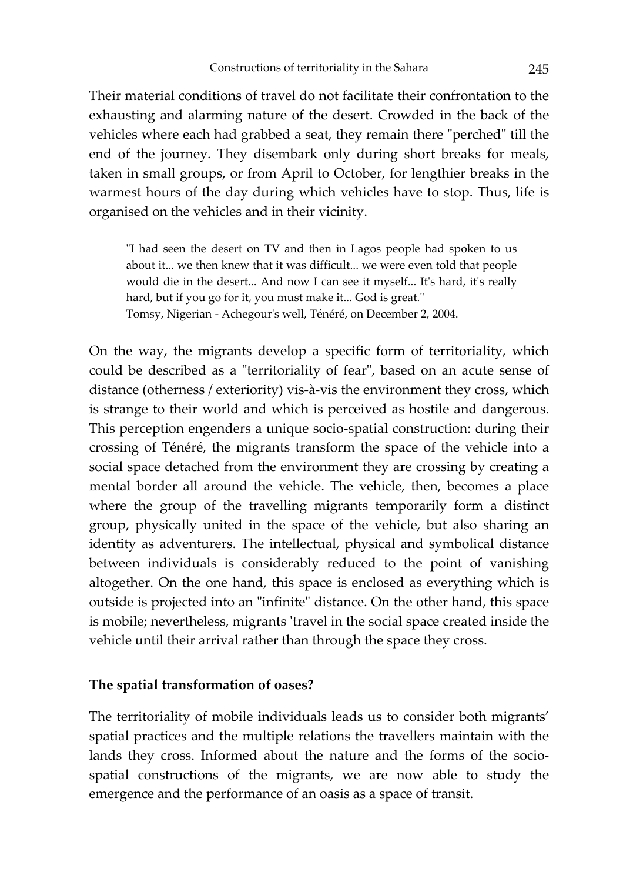Their material conditions of travel do not facilitate their confrontation to the exhausting and alarming nature of the desert. Crowded in the back of the vehicles where each had grabbed a seat, they remain there "perched" till the end of the journey. They disembark only during short breaks for meals, taken in small groups, or from April to October, for lengthier breaks in the warmest hours of the day during which vehicles have to stop. Thus, life is organised on the vehicles and in their vicinity.

> "I had seen the desert on TV and then in Lagos people had spoken to us about it... we then knew that it was difficult... we were even told that people would die in the desert... And now I can see it myself... It's hard, it's really hard, but if you go for it, you must make it... God is great."
> Tomsy, Nigerian - Achegour's well, Ténéré, on December 2, 2004.

On the way, the migrants develop a specific form of territoriality, which could be described as a "territoriality of fear", based on an acute sense of distance (otherness / exteriority) vis-à-vis the environment they cross, which is strange to their world and which is perceived as hostile and dangerous. This perception engenders a unique socio-spatial construction: during their crossing of Ténéré, the migrants transform the space of the vehicle into a social space detached from the environment they are crossing by creating a mental border all around the vehicle. The vehicle, then, becomes a place where the group of the travelling migrants temporarily form a distinct group, physically united in the space of the vehicle, but also sharing an identity as adventurers. The intellectual, physical and symbolical distance between individuals is considerably reduced to the point of vanishing altogether. On the one hand, this space is enclosed as everything which is outside is projected into an "infinite" distance. On the other hand, this space is mobile; nevertheless, migrants 'travel in the social space created inside the vehicle until their arrival rather than through the space they cross.

**The spatial transformation of oases?**

The territoriality of mobile individuals leads us to consider both migrants' spatial practices and the multiple relations the travellers maintain with the lands they cross. Informed about the nature and the forms of the socio-spatial constructions of the migrants, we are now able to study the emergence and the performance of an oasis as a space of transit.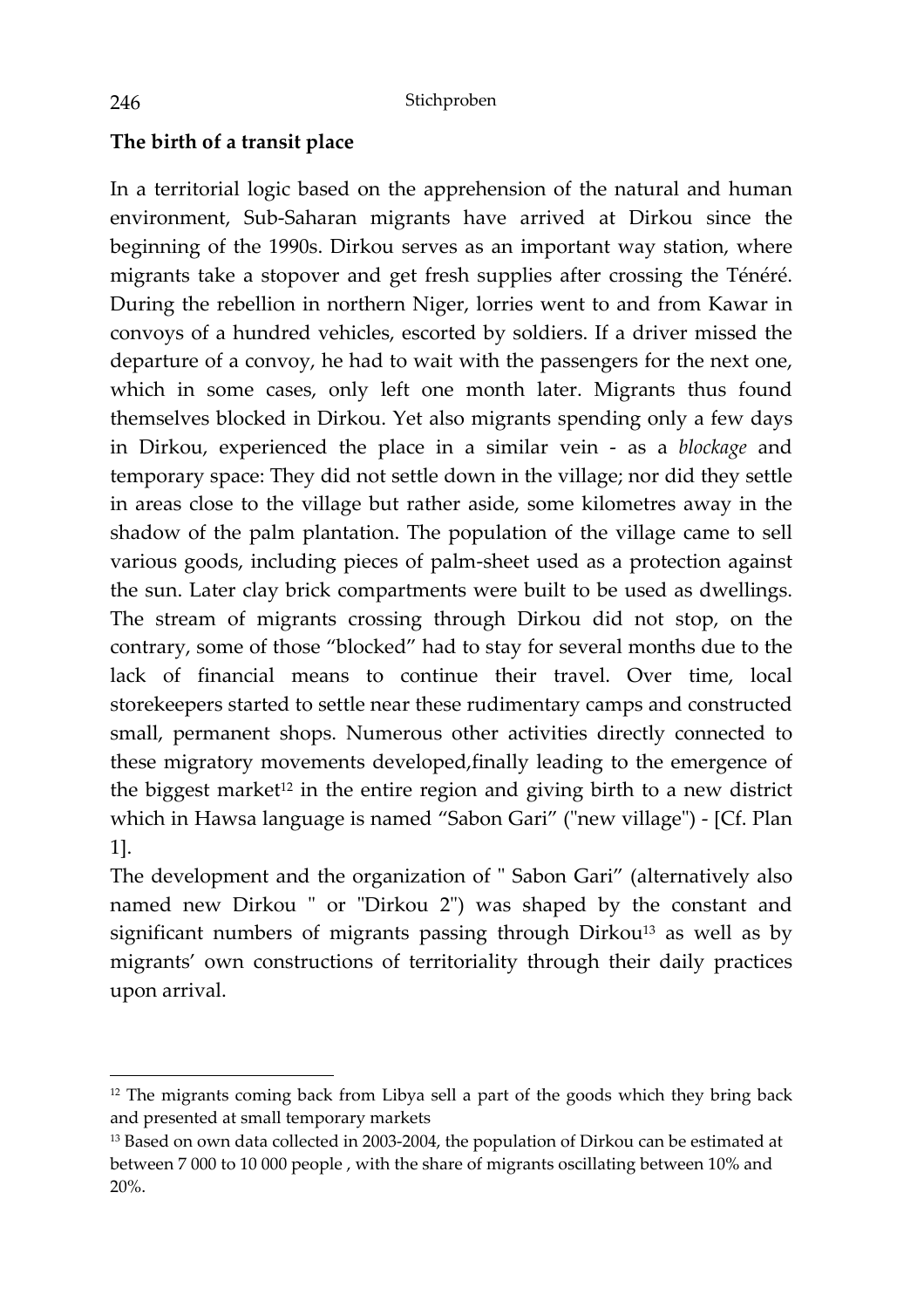**The birth of a transit place**

In a territorial logic based on the apprehension of the natural and human environment, Sub-Saharan migrants have arrived at Dirkou since the beginning of the 1990s. Dirkou serves as an important way station, where migrants take a stopover and get fresh supplies after crossing the Ténéré. During the rebellion in northern Niger, lorries went to and from Kawar in convoys of a hundred vehicles, escorted by soldiers. If a driver missed the departure of a convoy, he had to wait with the passengers for the next one, which in some cases, only left one month later. Migrants thus found themselves blocked in Dirkou. Yet also migrants spending only a few days in Dirkou, experienced the place in a similar vein - as a *blockage* and temporary space: They did not settle down in the village; nor did they settle in areas close to the village but rather aside, some kilometres away in the shadow of the palm plantation. The population of the village came to sell various goods, including pieces of palm-sheet used as a protection against the sun. Later clay brick compartments were built to be used as dwellings. The stream of migrants crossing through Dirkou did not stop, on the contrary, some of those "blocked" had to stay for several months due to the lack of financial means to continue their travel. Over time, local storekeepers started to settle near these rudimentary camps and constructed small, permanent shops. Numerous other activities directly connected to these migratory movements developed,finally leading to the emergence of the biggest market[12] in the entire region and giving birth to a new district which in Hawsa language is named "Sabon Gari" ("new village") - [Cf. Plan 1].

The development and the organization of " Sabon Gari" (alternatively also named new Dirkou " or "Dirkou 2") was shaped by the constant and significant numbers of migrants passing through Dirkou[13] as well as by migrants' own constructions of territoriality through their daily practices upon arrival.

---

[12] The migrants coming back from Libya sell a part of the goods which they bring back and presented at small temporary markets

[13] Based on own data collected in 2003-2004, the population of Dirkou can be estimated at between 7 000 to 10 000 people , with the share of migrants oscillating between 10% and 20%.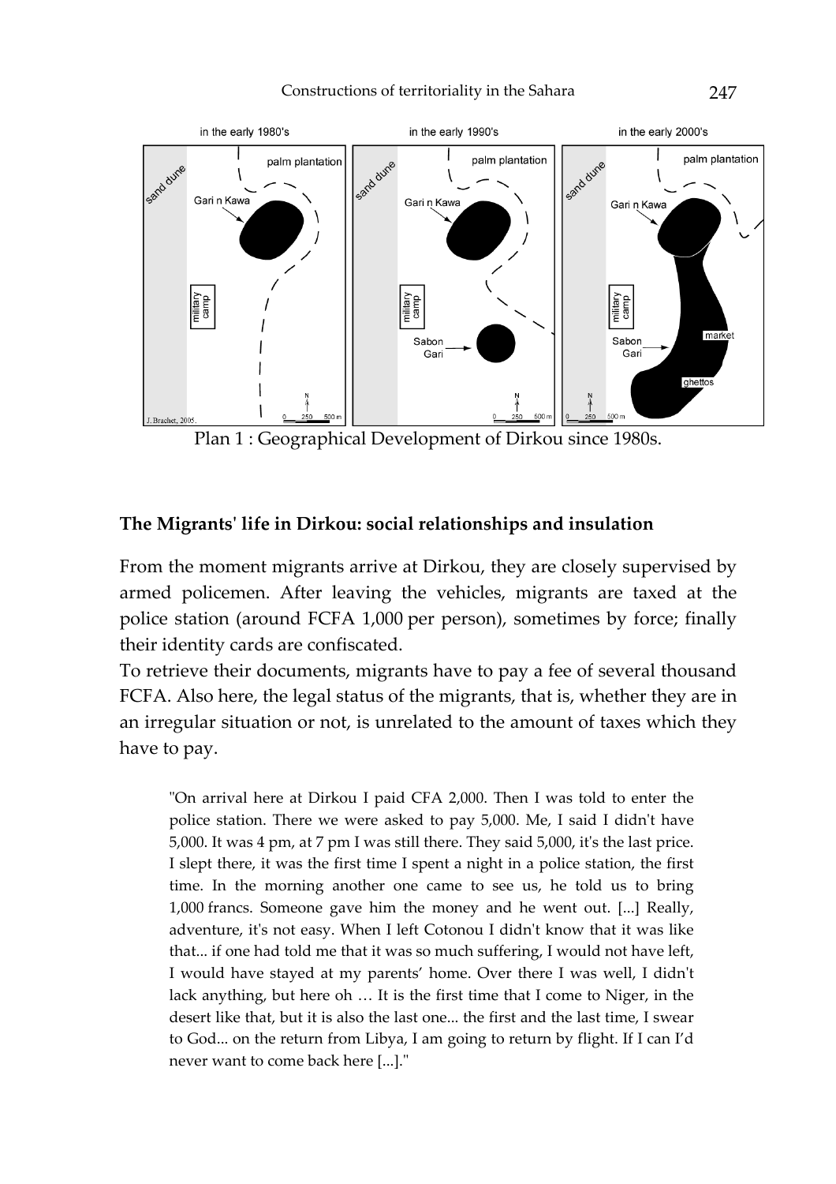Plan 1 : Geographical Development of Dirkou since 1980s.

## The Migrants' life in Dirkou: social relationships and insulation

From the moment migrants arrive at Dirkou, they are closely supervised by armed policemen. After leaving the vehicles, migrants are taxed at the police station (around FCFA 1,000 per person), sometimes by force; finally their identity cards are confiscated.

To retrieve their documents, migrants have to pay a fee of several thousand FCFA. Also here, the legal status of the migrants, that is, whether they are in an irregular situation or not, is unrelated to the amount of taxes which they have to pay.

> "On arrival here at Dirkou I paid CFA 2,000. Then I was told to enter the police station. There we were asked to pay 5,000. Me, I said I didn't have 5,000. It was 4 pm, at 7 pm I was still there. They said 5,000, it's the last price. I slept there, it was the first time I spent a night in a police station, the first time. In the morning another one came to see us, he told us to bring 1,000 francs. Someone gave him the money and he went out. [...] Really, adventure, it's not easy. When I left Cotonou I didn't know that it was like that... if one had told me that it was so much suffering, I would not have left, I would have stayed at my parents' home. Over there I was well, I didn't lack anything, but here oh … It is the first time that I come to Niger, in the desert like that, but it is also the last one... the first and the last time, I swear to God... on the return from Libya, I am going to return by flight. If I can I'd never want to come back here [...]."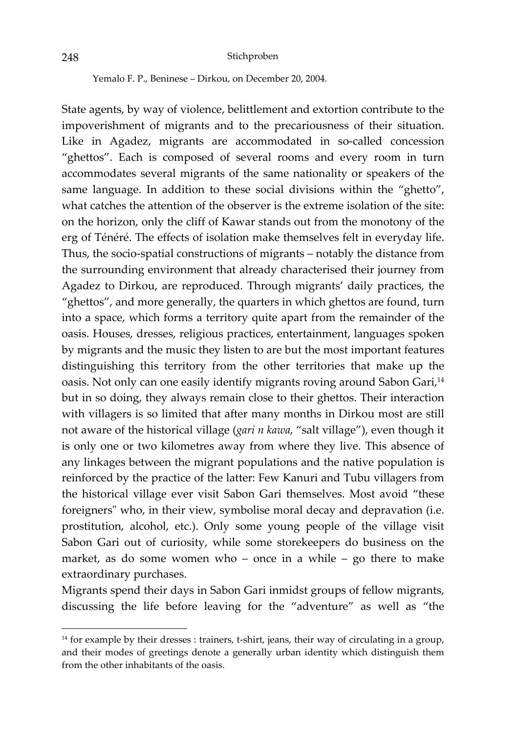Yemalo F. P., Beninese – Dirkou, on December 20, 2004.

State agents, by way of violence, belittlement and extortion contribute to the impoverishment of migrants and to the precariousness of their situation. Like in Agadez, migrants are accommodated in so-called concession "ghettos". Each is composed of several rooms and every room in turn accommodates several migrants of the same nationality or speakers of the same language. In addition to these social divisions within the "ghetto", what catches the attention of the observer is the extreme isolation of the site: on the horizon, only the cliff of Kawar stands out from the monotony of the erg of Ténéré. The effects of isolation make themselves felt in everyday life. Thus, the socio-spatial constructions of migrants – notably the distance from the surrounding environment that already characterised their journey from Agadez to Dirkou, are reproduced. Through migrants' daily practices, the "ghettos", and more generally, the quarters in which ghettos are found, turn into a space, which forms a territory quite apart from the remainder of the oasis. Houses, dresses, religious practices, entertainment, languages spoken by migrants and the music they listen to are but the most important features distinguishing this territory from the other territories that make up the oasis. Not only can one easily identify migrants roving around Sabon Gari,[14] but in so doing, they always remain close to their ghettos. Their interaction with villagers is so limited that after many months in Dirkou most are still not aware of the historical village (*gari n kawa*, "salt village"), even though it is only one or two kilometres away from where they live. This absence of any linkages between the migrant populations and the native population is reinforced by the practice of the latter: Few Kanuri and Tubu villagers from the historical village ever visit Sabon Gari themselves. Most avoid "these foreigners" who, in their view, symbolise moral decay and depravation (i.e. prostitution, alcohol, etc.). Only some young people of the village visit Sabon Gari out of curiosity, while some storekeepers do business on the market, as do some women who – once in a while – go there to make extraordinary purchases.

Migrants spend their days in Sabon Gari inmidst groups of fellow migrants, discussing the life before leaving for the "adventure" as well as "the

[14] for example by their dresses : trainers, t-shirt, jeans, their way of circulating in a group, and their modes of greetings denote a generally urban identity which distinguish them from the other inhabitants of the oasis.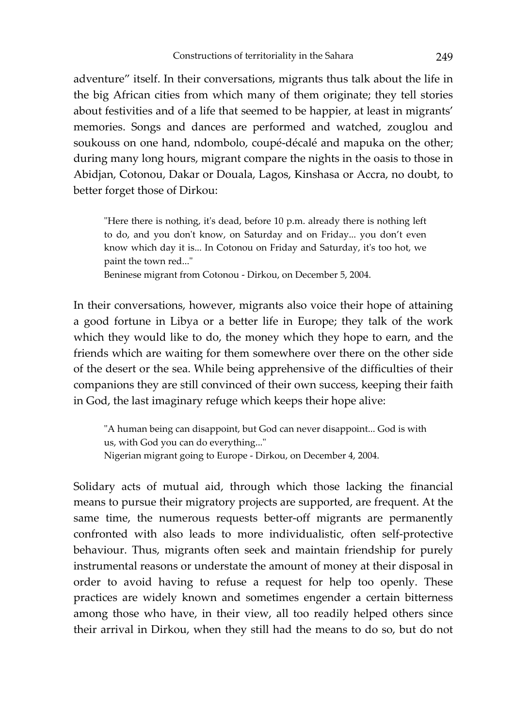adventure" itself. In their conversations, migrants thus talk about the life in the big African cities from which many of them originate; they tell stories about festivities and of a life that seemed to be happier, at least in migrants' memories. Songs and dances are performed and watched, zouglou and soukouss on one hand, ndombolo, coupé-décalé and mapuka on the other; during many long hours, migrant compare the nights in the oasis to those in Abidjan, Cotonou, Dakar or Douala, Lagos, Kinshasa or Accra, no doubt, to better forget those of Dirkou:

> "Here there is nothing, it's dead, before 10 p.m. already there is nothing left to do, and you don't know, on Saturday and on Friday... you don't even know which day it is... In Cotonou on Friday and Saturday, it's too hot, we paint the town red..."
> Beninese migrant from Cotonou - Dirkou, on December 5, 2004.

In their conversations, however, migrants also voice their hope of attaining a good fortune in Libya or a better life in Europe; they talk of the work which they would like to do, the money which they hope to earn, and the friends which are waiting for them somewhere over there on the other side of the desert or the sea. While being apprehensive of the difficulties of their companions they are still convinced of their own success, keeping their faith in God, the last imaginary refuge which keeps their hope alive:

> "A human being can disappoint, but God can never disappoint... God is with us, with God you can do everything..."
> Nigerian migrant going to Europe - Dirkou, on December 4, 2004.

Solidary acts of mutual aid, through which those lacking the financial means to pursue their migratory projects are supported, are frequent. At the same time, the numerous requests better-off migrants are permanently confronted with also leads to more individualistic, often self-protective behaviour. Thus, migrants often seek and maintain friendship for purely instrumental reasons or understate the amount of money at their disposal in order to avoid having to refuse a request for help too openly. These practices are widely known and sometimes engender a certain bitterness among those who have, in their view, all too readily helped others since their arrival in Dirkou, when they still had the means to do so, but do not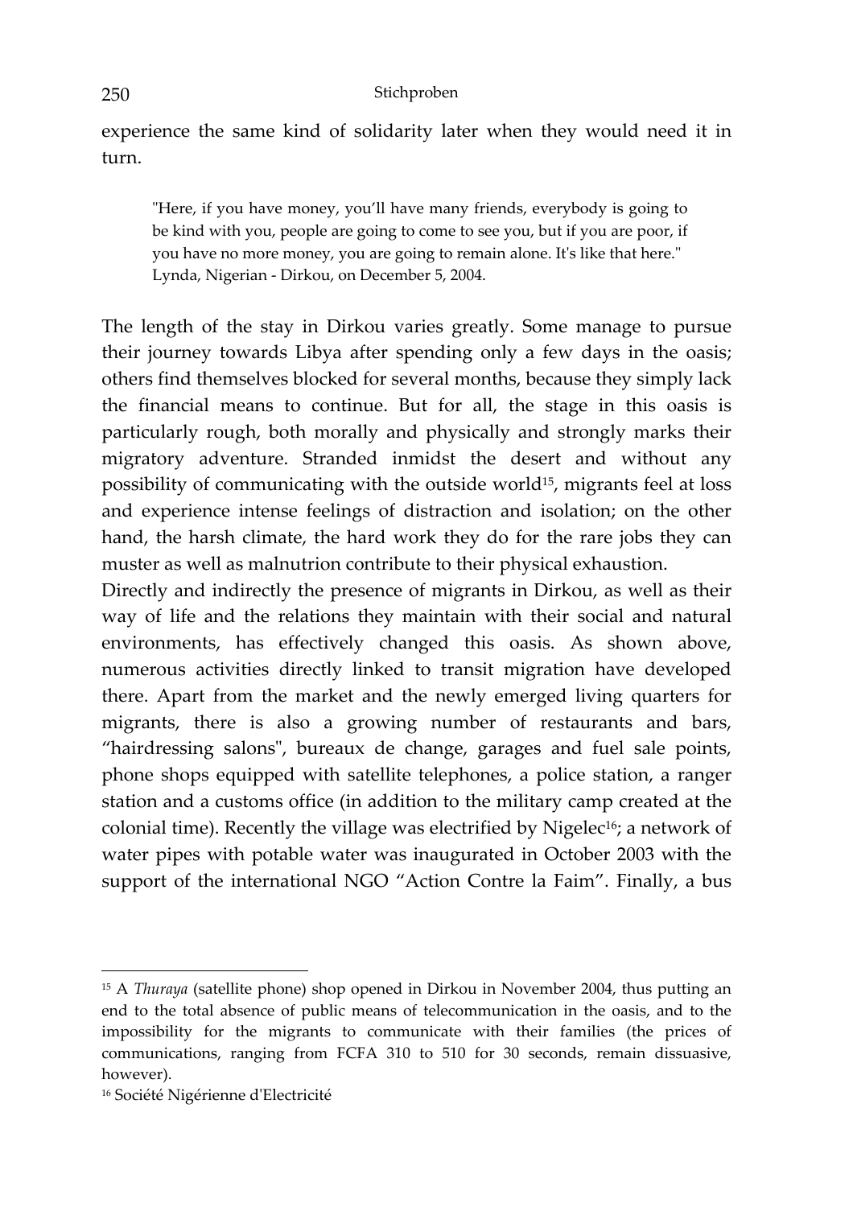experience the same kind of solidarity later when they would need it in turn.

> "Here, if you have money, you'll have many friends, everybody is going to be kind with you, people are going to come to see you, but if you are poor, if you have no more money, you are going to remain alone. It's like that here."
> Lynda, Nigerian - Dirkou, on December 5, 2004.

The length of the stay in Dirkou varies greatly. Some manage to pursue their journey towards Libya after spending only a few days in the oasis; others find themselves blocked for several months, because they simply lack the financial means to continue. But for all, the stage in this oasis is particularly rough, both morally and physically and strongly marks their migratory adventure. Stranded inmidst the desert and without any possibility of communicating with the outside world[15], migrants feel at loss and experience intense feelings of distraction and isolation; on the other hand, the harsh climate, the hard work they do for the rare jobs they can muster as well as malnutrion contribute to their physical exhaustion.

Directly and indirectly the presence of migrants in Dirkou, as well as their way of life and the relations they maintain with their social and natural environments, has effectively changed this oasis. As shown above, numerous activities directly linked to transit migration have developed there. Apart from the market and the newly emerged living quarters for migrants, there is also a growing number of restaurants and bars, "hairdressing salons", bureaux de change, garages and fuel sale points, phone shops equipped with satellite telephones, a police station, a ranger station and a customs office (in addition to the military camp created at the colonial time). Recently the village was electrified by Nigelec[16]; a network of water pipes with potable water was inaugurated in October 2003 with the support of the international NGO "Action Contre la Faim". Finally, a bus

---

[15] A *Thuraya* (satellite phone) shop opened in Dirkou in November 2004, thus putting an end to the total absence of public means of telecommunication in the oasis, and to the impossibility for the migrants to communicate with their families (the prices of communications, ranging from FCFA 310 to 510 for 30 seconds, remain dissuasive, however).

[16] Société Nigérienne d'Electricité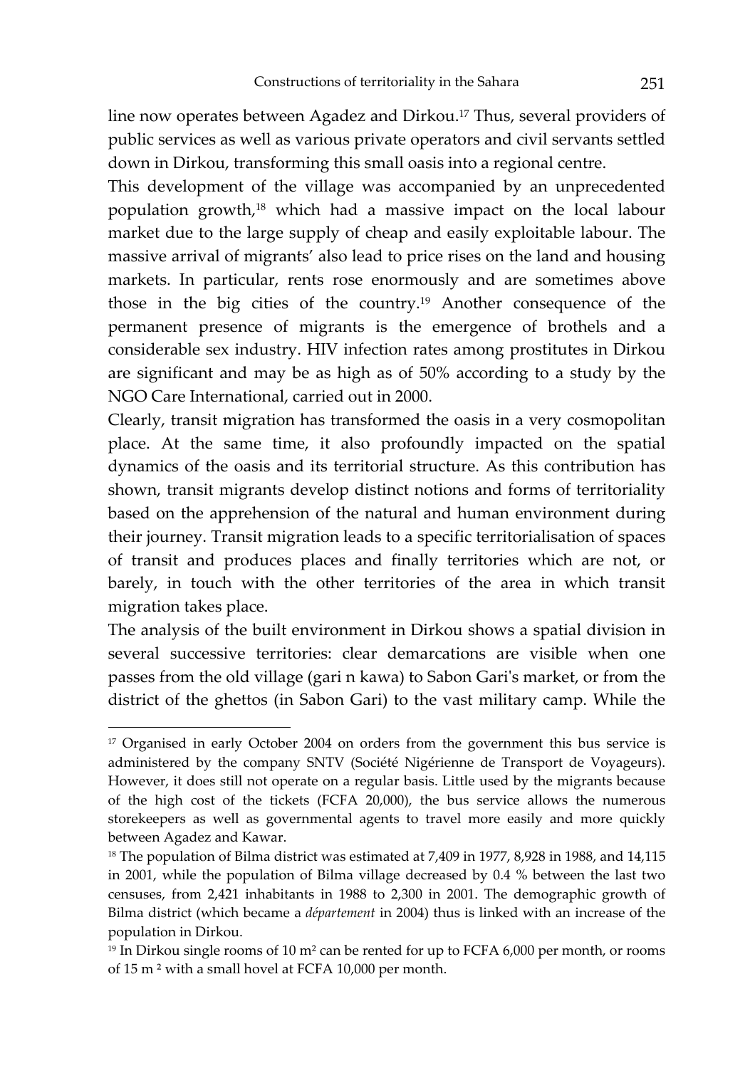line now operates between Agadez and Dirkou.[17] Thus, several providers of public services as well as various private operators and civil servants settled down in Dirkou, transforming this small oasis into a regional centre.

This development of the village was accompanied by an unprecedented population growth,[18] which had a massive impact on the local labour market due to the large supply of cheap and easily exploitable labour. The massive arrival of migrants' also lead to price rises on the land and housing markets. In particular, rents rose enormously and are sometimes above those in the big cities of the country.[19] Another consequence of the permanent presence of migrants is the emergence of brothels and a considerable sex industry. HIV infection rates among prostitutes in Dirkou are significant and may be as high as of 50% according to a study by the NGO Care International, carried out in 2000.

Clearly, transit migration has transformed the oasis in a very cosmopolitan place. At the same time, it also profoundly impacted on the spatial dynamics of the oasis and its territorial structure. As this contribution has shown, transit migrants develop distinct notions and forms of territoriality based on the apprehension of the natural and human environment during their journey. Transit migration leads to a specific territorialisation of spaces of transit and produces places and finally territories which are not, or barely, in touch with the other territories of the area in which transit migration takes place.

The analysis of the built environment in Dirkou shows a spatial division in several successive territories: clear demarcations are visible when one passes from the old village (gari n kawa) to Sabon Gari's market, or from the district of the ghettos (in Sabon Gari) to the vast military camp. While the

---

[17] Organised in early October 2004 on orders from the government this bus service is administered by the company SNTV (Société Nigérienne de Transport de Voyageurs). However, it does still not operate on a regular basis. Little used by the migrants because of the high cost of the tickets (FCFA 20,000), the bus service allows the numerous storekeepers as well as governmental agents to travel more easily and more quickly between Agadez and Kawar.

[18] The population of Bilma district was estimated at 7,409 in 1977, 8,928 in 1988, and 14,115 in 2001, while the population of Bilma village decreased by 0.4 % between the last two censuses, from 2,421 inhabitants in 1988 to 2,300 in 2001. The demographic growth of Bilma district (which became a *département* in 2004) thus is linked with an increase of the population in Dirkou.

[19] In Dirkou single rooms of 10 m² can be rented for up to FCFA 6,000 per month, or rooms of 15 m ² with a small hovel at FCFA 10,000 per month.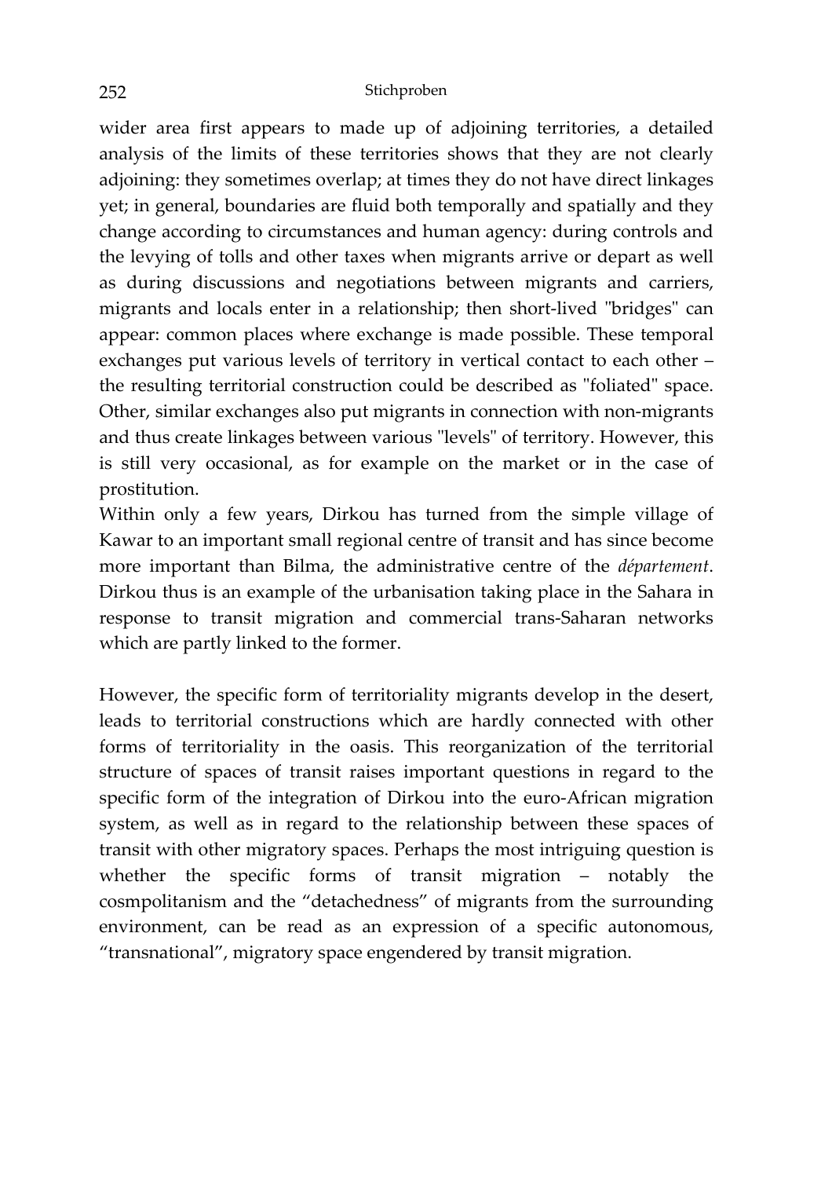wider area first appears to made up of adjoining territories, a detailed analysis of the limits of these territories shows that they are not clearly adjoining: they sometimes overlap; at times they do not have direct linkages yet; in general, boundaries are fluid both temporally and spatially and they change according to circumstances and human agency: during controls and the levying of tolls and other taxes when migrants arrive or depart as well as during discussions and negotiations between migrants and carriers, migrants and locals enter in a relationship; then short-lived "bridges" can appear: common places where exchange is made possible. These temporal exchanges put various levels of territory in vertical contact to each other – the resulting territorial construction could be described as "foliated" space. Other, similar exchanges also put migrants in connection with non-migrants and thus create linkages between various "levels" of territory. However, this is still very occasional, as for example on the market or in the case of prostitution.

Within only a few years, Dirkou has turned from the simple village of Kawar to an important small regional centre of transit and has since become more important than Bilma, the administrative centre of the *département*. Dirkou thus is an example of the urbanisation taking place in the Sahara in response to transit migration and commercial trans-Saharan networks which are partly linked to the former.

However, the specific form of territoriality migrants develop in the desert, leads to territorial constructions which are hardly connected with other forms of territoriality in the oasis. This reorganization of the territorial structure of spaces of transit raises important questions in regard to the specific form of the integration of Dirkou into the euro-African migration system, as well as in regard to the relationship between these spaces of transit with other migratory spaces. Perhaps the most intriguing question is whether the specific forms of transit migration – notably the cosmpolitanism and the "detachedness" of migrants from the surrounding environment, can be read as an expression of a specific autonomous, "transnational", migratory space engendered by transit migration.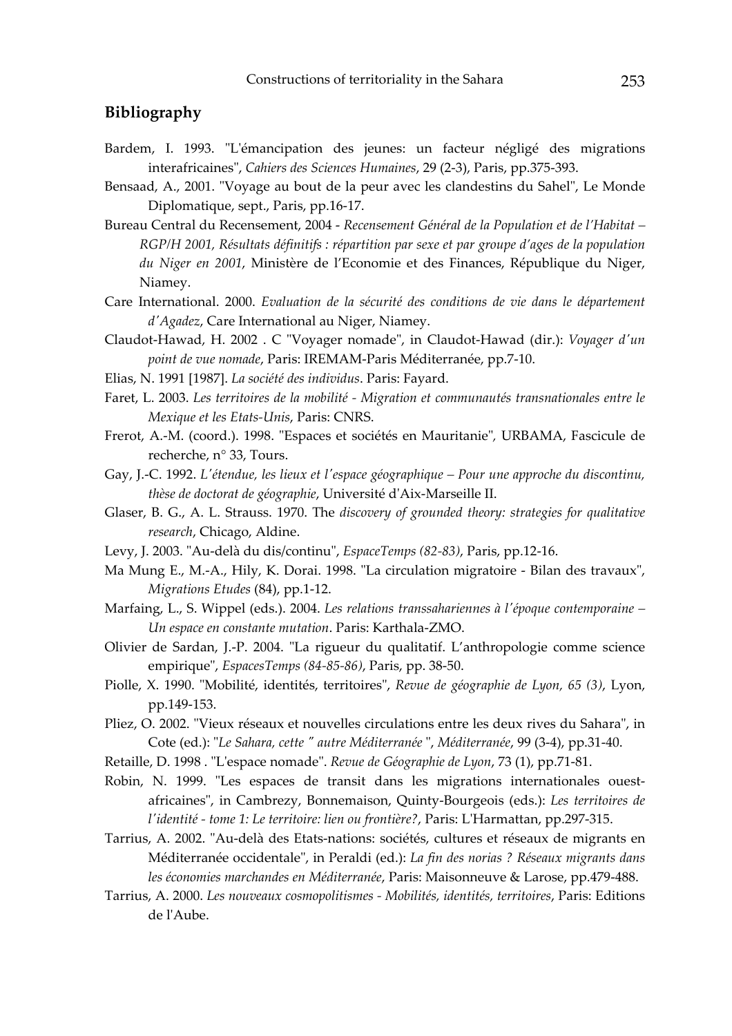## Bibliography

Bardem, I. 1993. "L'émancipation des jeunes: un facteur négligé des migrations interafricaines", *Cahiers des Sciences Humaines*, 29 (2-3), Paris, pp.375-393.

Bensaad, A., 2001. "Voyage au bout de la peur avec les clandestins du Sahel", Le Monde Diplomatique, sept., Paris, pp.16-17.

Bureau Central du Recensement, 2004 - *Recensement Général de la Population et de l'Habitat – RGP/H 2001, Résultats définitifs : répartition par sexe et par groupe d'ages de la population du Niger en 2001*, Ministère de l'Economie et des Finances, République du Niger, Niamey.

Care International. 2000. *Evaluation de la sécurité des conditions de vie dans le département d'Agadez*, Care International au Niger, Niamey.

Claudot-Hawad, H. 2002 . C "Voyager nomade", in Claudot-Hawad (dir.): *Voyager d'un point de vue nomade*, Paris: IREMAM-Paris Méditerranée, pp.7-10.

Elias, N. 1991 [1987]. *La société des individus*. Paris: Fayard.

Faret, L. 2003. *Les territoires de la mobilité - Migration et communautés transnationales entre le Mexique et les Etats-Unis*, Paris: CNRS.

Frerot, A.-M. (coord.). 1998. "Espaces et sociétés en Mauritanie", URBAMA, Fascicule de recherche, n° 33, Tours.

Gay, J.-C. 1992. *L'étendue, les lieux et l'espace géographique – Pour une approche du discontinu, thèse de doctorat de géographie*, Université d'Aix-Marseille II.

Glaser, B. G., A. L. Strauss. 1970. The *discovery of grounded theory: strategies for qualitative research*, Chicago, Aldine.

Levy, J. 2003. "Au-delà du dis/continu", *EspaceTemps (82-83)*, Paris, pp.12-16.

Ma Mung E., M.-A., Hily, K. Dorai. 1998. "La circulation migratoire - Bilan des travaux", *Migrations Etudes* (84), pp.1-12.

Marfaing, L., S. Wippel (eds.). 2004. *Les relations transsahariennes à l'époque contemporaine – Un espace en constante mutation*. Paris: Karthala-ZMO.

Olivier de Sardan, J.-P. 2004. "La rigueur du qualitatif. L'anthropologie comme science empirique", *EspacesTemps (84-85-86)*, Paris, pp. 38-50.

Piolle, X. 1990. "Mobilité, identités, territoires", *Revue de géographie de Lyon, 65 (3)*, Lyon, pp.149-153.

Pliez, O. 2002. "Vieux réseaux et nouvelles circulations entre les deux rives du Sahara", in Cote (ed.): "*Le Sahara, cette " autre Méditerranée* ", *Méditerranée*, 99 (3-4), pp.31-40.

Retaille, D. 1998 . "L'espace nomade". *Revue de Géographie de Lyon*, 73 (1), pp.71-81.

Robin, N. 1999. "Les espaces de transit dans les migrations internationales ouest-africaines", in Cambrezy, Bonnemaison, Quinty-Bourgeois (eds.): *Les territoires de l'identité - tome 1: Le territoire: lien ou frontière?*, Paris: L'Harmattan, pp.297-315.

Tarrius, A. 2002. "Au-delà des Etats-nations: sociétés, cultures et réseaux de migrants en Méditerranée occidentale", in Peraldi (ed.): *La fin des norias ? Réseaux migrants dans les économies marchandes en Méditerranée*, Paris: Maisonneuve & Larose, pp.479-488.

Tarrius, A. 2000. *Les nouveaux cosmopolitismes - Mobilités, identités, territoires*, Paris: Editions de l'Aube.